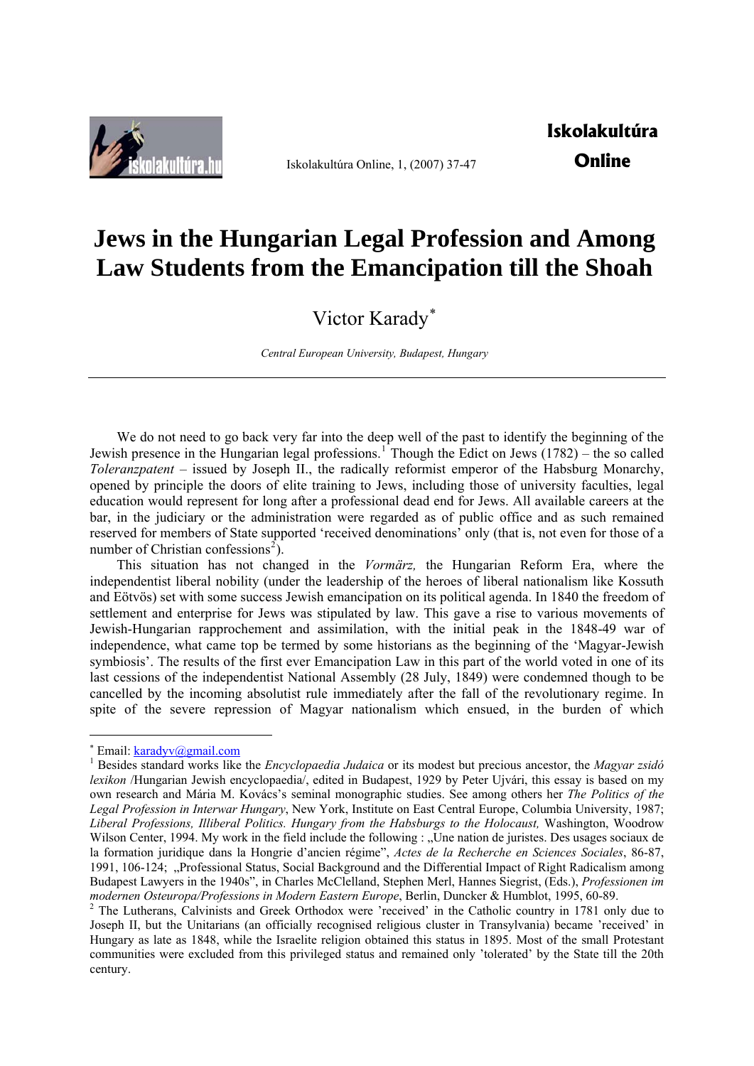# Jews in the Hungarian Legal Profession and Among Law Students from the Emancipation till the Shoah

Victor Karady*

*Central European University, Budapest, Hungary*

---

We do not need to go back very far into the deep well of the past to identify the beginning of the Jewish presence in the Hungarian legal professions.[1] Though the Edict on Jews (1782) – the so called *Toleranzpatent* – issued by Joseph II., the radically reformist emperor of the Habsburg Monarchy, opened by principle the doors of elite training to Jews, including those of university faculties, legal education would represent for long after a professional dead end for Jews. All available careers at the bar, in the judiciary or the administration were regarded as of public office and as such remained reserved for members of State supported 'received denominations' only (that is, not even for those of a number of Christian confessions[2]).

This situation has not changed in the *Vormärz,* the Hungarian Reform Era, where the independentist liberal nobility (under the leadership of the heroes of liberal nationalism like Kossuth and Eötvös) set with some success Jewish emancipation on its political agenda. In 1840 the freedom of settlement and enterprise for Jews was stipulated by law. This gave a rise to various movements of Jewish-Hungarian rapprochement and assimilation, with the initial peak in the 1848-49 war of independence, what came top be termed by some historians as the beginning of the 'Magyar-Jewish symbiosis'. The results of the first ever Emancipation Law in this part of the world voted in one of its last cessions of the independentist National Assembly (28 July, 1849) were condemned though to be cancelled by the incoming absolutist rule immediately after the fall of the revolutionary regime. In spite of the severe repression of Magyar nationalism which ensued, in the burden of which

---

* Email: karadyv@gmail.com

[1] Besides standard works like the *Encyclopaedia Judaica* or its modest but precious ancestor, the *Magyar zsidó lexikon* /Hungarian Jewish encyclopaedia/, edited in Budapest, 1929 by Peter Ujvári, this essay is based on my own research and Mária M. Kovács's seminal monographic studies. See among others her *The Politics of the Legal Profession in Interwar Hungary*, New York, Institute on East Central Europe, Columbia University, 1987; *Liberal Professions, Illiberal Politics. Hungary from the Habsburgs to the Holocaust,* Washington, Woodrow Wilson Center, 1994. My work in the field include the following : „Une nation de juristes. Des usages sociaux de la formation juridique dans la Hongrie d'ancien régime", *Actes de la Recherche en Sciences Sociales*, 86-87, 1991, 106-124; „Professional Status, Social Background and the Differential Impact of Right Radicalism among Budapest Lawyers in the 1940s", in Charles McClelland, Stephen Merl, Hannes Siegrist, (Eds.), *Professionen im modernen Osteuropa/Professions in Modern Eastern Europe*, Berlin, Duncker & Humblot, 1995, 60-89.

[2] The Lutherans, Calvinists and Greek Orthodox were 'received' in the Catholic country in 1781 only due to Joseph II, but the Unitarians (an officially recognised religious cluster in Transylvania) became 'received' in Hungary as late as 1848, while the Israelite religion obtained this status in 1895. Most of the small Protestant communities were excluded from this privileged status and remained only 'tolerated' by the State till the 20th century.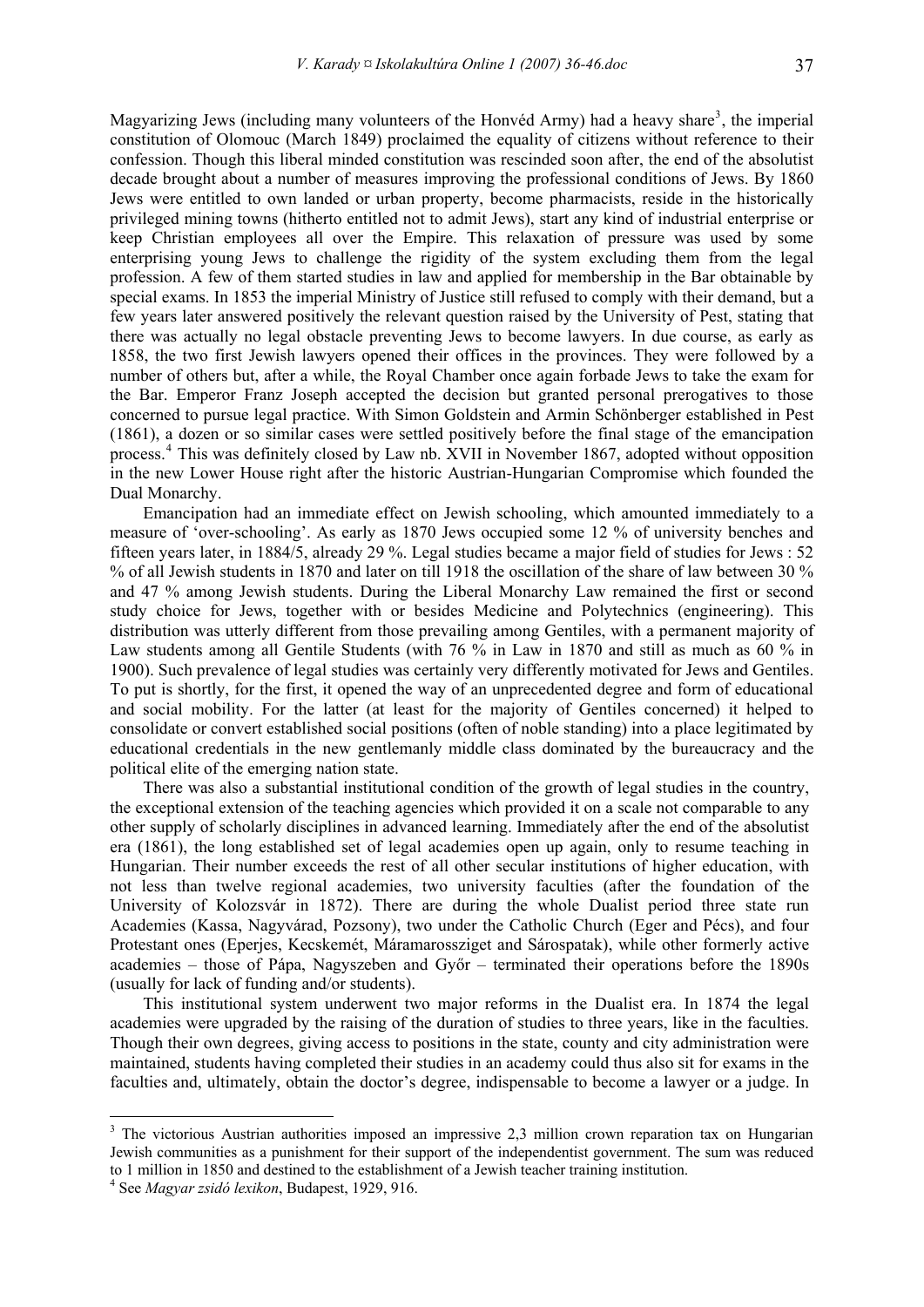Magyarizing Jews (including many volunteers of the Honvéd Army) had a heavy share[3], the imperial constitution of Olomouc (March 1849) proclaimed the equality of citizens without reference to their confession. Though this liberal minded constitution was rescinded soon after, the end of the absolutist decade brought about a number of measures improving the professional conditions of Jews. By 1860 Jews were entitled to own landed or urban property, become pharmacists, reside in the historically privileged mining towns (hitherto entitled not to admit Jews), start any kind of industrial enterprise or keep Christian employees all over the Empire. This relaxation of pressure was used by some enterprising young Jews to challenge the rigidity of the system excluding them from the legal profession. A few of them started studies in law and applied for membership in the Bar obtainable by special exams. In 1853 the imperial Ministry of Justice still refused to comply with their demand, but a few years later answered positively the relevant question raised by the University of Pest, stating that there was actually no legal obstacle preventing Jews to become lawyers. In due course, as early as 1858, the two first Jewish lawyers opened their offices in the provinces. They were followed by a number of others but, after a while, the Royal Chamber once again forbade Jews to take the exam for the Bar. Emperor Franz Joseph accepted the decision but granted personal prerogatives to those concerned to pursue legal practice. With Simon Goldstein and Armin Schönberger established in Pest (1861), a dozen or so similar cases were settled positively before the final stage of the emancipation process.[4] This was definitely closed by Law nb. XVII in November 1867, adopted without opposition in the new Lower House right after the historic Austrian-Hungarian Compromise which founded the Dual Monarchy.

Emancipation had an immediate effect on Jewish schooling, which amounted immediately to a measure of 'over-schooling'. As early as 1870 Jews occupied some 12 % of university benches and fifteen years later, in 1884/5, already 29 %. Legal studies became a major field of studies for Jews : 52 % of all Jewish students in 1870 and later on till 1918 the oscillation of the share of law between 30 % and 47 % among Jewish students. During the Liberal Monarchy Law remained the first or second study choice for Jews, together with or besides Medicine and Polytechnics (engineering). This distribution was utterly different from those prevailing among Gentiles, with a permanent majority of Law students among all Gentile Students (with 76 % in Law in 1870 and still as much as 60 % in 1900). Such prevalence of legal studies was certainly very differently motivated for Jews and Gentiles. To put is shortly, for the first, it opened the way of an unprecedented degree and form of educational and social mobility. For the latter (at least for the majority of Gentiles concerned) it helped to consolidate or convert established social positions (often of noble standing) into a place legitimated by educational credentials in the new gentlemanly middle class dominated by the bureaucracy and the political elite of the emerging nation state.

There was also a substantial institutional condition of the growth of legal studies in the country, the exceptional extension of the teaching agencies which provided it on a scale not comparable to any other supply of scholarly disciplines in advanced learning. Immediately after the end of the absolutist era (1861), the long established set of legal academies open up again, only to resume teaching in Hungarian. Their number exceeds the rest of all other secular institutions of higher education, with not less than twelve regional academies, two university faculties (after the foundation of the University of Kolozsvár in 1872). There are during the whole Dualist period three state run Academies (Kassa, Nagyvárad, Pozsony), two under the Catholic Church (Eger and Pécs), and four Protestant ones (Eperjes, Kecskemét, Máramarossziget and Sárospatak), while other formerly active academies – those of Pápa, Nagyszeben and Győr – terminated their operations before the 1890s (usually for lack of funding and/or students).

This institutional system underwent two major reforms in the Dualist era. In 1874 the legal academies were upgraded by the raising of the duration of studies to three years, like in the faculties. Though their own degrees, giving access to positions in the state, county and city administration were maintained, students having completed their studies in an academy could thus also sit for exams in the faculties and, ultimately, obtain the doctor's degree, indispensable to become a lawyer or a judge. In

[3] The victorious Austrian authorities imposed an impressive 2,3 million crown reparation tax on Hungarian Jewish communities as a punishment for their support of the independentist government. The sum was reduced to 1 million in 1850 and destined to the establishment of a Jewish teacher training institution.

[4] See *Magyar zsidó lexikon*, Budapest, 1929, 916.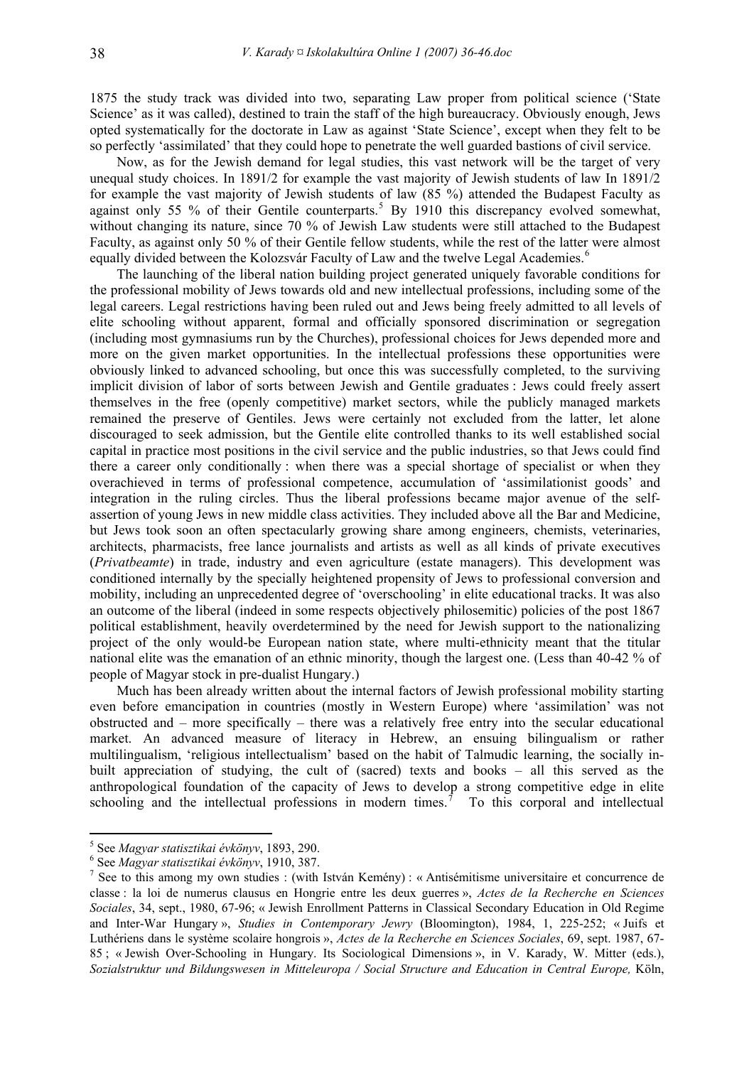1875 the study track was divided into two, separating Law proper from political science ('State Science' as it was called), destined to train the staff of the high bureaucracy. Obviously enough, Jews opted systematically for the doctorate in Law as against 'State Science', except when they felt to be so perfectly 'assimilated' that they could hope to penetrate the well guarded bastions of civil service.

Now, as for the Jewish demand for legal studies, this vast network will be the target of very unequal study choices. In 1891/2 for example the vast majority of Jewish students of law In 1891/2 for example the vast majority of Jewish students of law (85 %) attended the Budapest Faculty as against only 55 % of their Gentile counterparts.[5] By 1910 this discrepancy evolved somewhat, without changing its nature, since 70 % of Jewish Law students were still attached to the Budapest Faculty, as against only 50 % of their Gentile fellow students, while the rest of the latter were almost equally divided between the Kolozsvár Faculty of Law and the twelve Legal Academies.[6]

The launching of the liberal nation building project generated uniquely favorable conditions for the professional mobility of Jews towards old and new intellectual professions, including some of the legal careers. Legal restrictions having been ruled out and Jews being freely admitted to all levels of elite schooling without apparent, formal and officially sponsored discrimination or segregation (including most gymnasiums run by the Churches), professional choices for Jews depended more and more on the given market opportunities. In the intellectual professions these opportunities were obviously linked to advanced schooling, but once this was successfully completed, to the surviving implicit division of labor of sorts between Jewish and Gentile graduates : Jews could freely assert themselves in the free (openly competitive) market sectors, while the publicly managed markets remained the preserve of Gentiles. Jews were certainly not excluded from the latter, let alone discouraged to seek admission, but the Gentile elite controlled thanks to its well established social capital in practice most positions in the civil service and the public industries, so that Jews could find there a career only conditionally : when there was a special shortage of specialist or when they overachieved in terms of professional competence, accumulation of 'assimilationist goods' and integration in the ruling circles. Thus the liberal professions became major avenue of the self-assertion of young Jews in new middle class activities. They included above all the Bar and Medicine, but Jews took soon an often spectacularly growing share among engineers, chemists, veterinaries, architects, pharmacists, free lance journalists and artists as well as all kinds of private executives (*Privatbeamte*) in trade, industry and even agriculture (estate managers). This development was conditioned internally by the specially heightened propensity of Jews to professional conversion and mobility, including an unprecedented degree of 'overschooling' in elite educational tracks. It was also an outcome of the liberal (indeed in some respects objectively philosemitic) policies of the post 1867 political establishment, heavily overdetermined by the need for Jewish support to the nationalizing project of the only would-be European nation state, where multi-ethnicity meant that the titular national elite was the emanation of an ethnic minority, though the largest one. (Less than 40-42 % of people of Magyar stock in pre-dualist Hungary.)

Much has been already written about the internal factors of Jewish professional mobility starting even before emancipation in countries (mostly in Western Europe) where 'assimilation' was not obstructed and – more specifically – there was a relatively free entry into the secular educational market. An advanced measure of literacy in Hebrew, an ensuing bilingualism or rather multilingualism, 'religious intellectualism' based on the habit of Talmudic learning, the socially in-built appreciation of studying, the cult of (sacred) texts and books – all this served as the anthropological foundation of the capacity of Jews to develop a strong competitive edge in elite schooling and the intellectual professions in modern times.[7] To this corporal and intellectual

---

[5] See *Magyar statisztikai évkönyv*, 1893, 290.

[6] See *Magyar statisztikai évkönyv*, 1910, 387.

[7] See to this among my own studies : (with István Kemény) : « Antisémitisme universitaire et concurrence de classe : la loi de numerus clausus en Hongrie entre les deux guerres », *Actes de la Recherche en Sciences Sociales*, 34, sept., 1980, 67-96; « Jewish Enrollment Patterns in Classical Secondary Education in Old Regime and Inter-War Hungary », *Studies in Contemporary Jewry* (Bloomington), 1984, 1, 225-252; « Juifs et Luthériens dans le système scolaire hongrois », *Actes de la Recherche en Sciences Sociales*, 69, sept. 1987, 67-85 ; « Jewish Over-Schooling in Hungary. Its Sociological Dimensions », in V. Karady, W. Mitter (eds.), *Sozialstruktur und Bildungswesen in Mitteleuropa / Social Structure and Education in Central Europe,* Köln,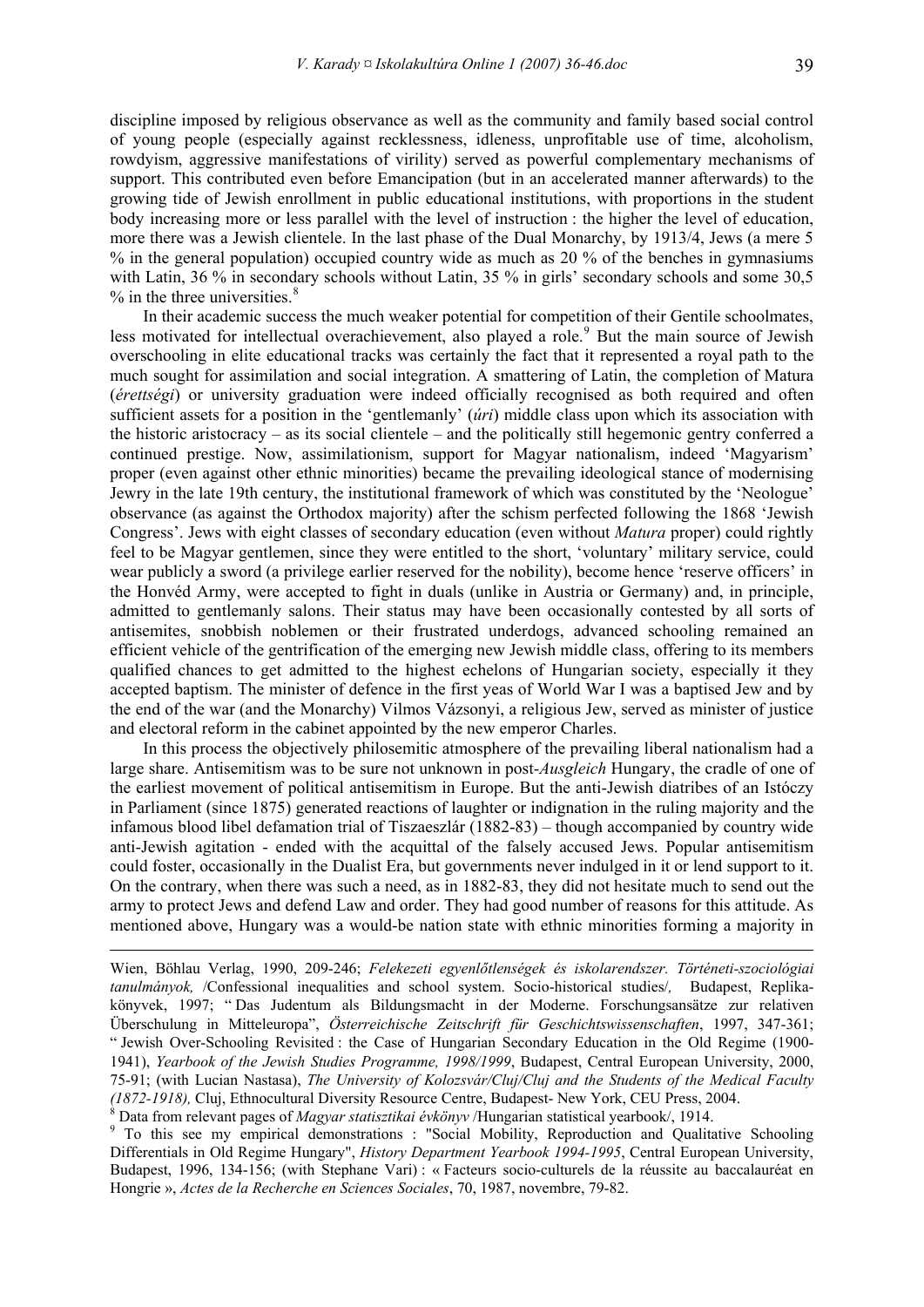discipline imposed by religious observance as well as the community and family based social control of young people (especially against recklessness, idleness, unprofitable use of time, alcoholism, rowdyism, aggressive manifestations of virility) served as powerful complementary mechanisms of support. This contributed even before Emancipation (but in an accelerated manner afterwards) to the growing tide of Jewish enrollment in public educational institutions, with proportions in the student body increasing more or less parallel with the level of instruction : the higher the level of education, more there was a Jewish clientele. In the last phase of the Dual Monarchy, by 1913/4, Jews (a mere 5 % in the general population) occupied country wide as much as 20 % of the benches in gymnasiums with Latin, 36 % in secondary schools without Latin, 35 % in girls' secondary schools and some 30,5 % in the three universities.[8]

In their academic success the much weaker potential for competition of their Gentile schoolmates, less motivated for intellectual overachievement, also played a role.[9] But the main source of Jewish overschooling in elite educational tracks was certainly the fact that it represented a royal path to the much sought for assimilation and social integration. A smattering of Latin, the completion of Matura (*érettségi*) or university graduation were indeed officially recognised as both required and often sufficient assets for a position in the 'gentlemanly' (*úri*) middle class upon which its association with the historic aristocracy – as its social clientele – and the politically still hegemonic gentry conferred a continued prestige. Now, assimilationism, support for Magyar nationalism, indeed 'Magyarism' proper (even against other ethnic minorities) became the prevailing ideological stance of modernising Jewry in the late 19th century, the institutional framework of which was constituted by the 'Neologue' observance (as against the Orthodox majority) after the schism perfected following the 1868 'Jewish Congress'. Jews with eight classes of secondary education (even without *Matura* proper) could rightly feel to be Magyar gentlemen, since they were entitled to the short, 'voluntary' military service, could wear publicly a sword (a privilege earlier reserved for the nobility), become hence 'reserve officers' in the Honvéd Army, were accepted to fight in duals (unlike in Austria or Germany) and, in principle, admitted to gentlemanly salons. Their status may have been occasionally contested by all sorts of antisemites, snobbish noblemen or their frustrated underdogs, advanced schooling remained an efficient vehicle of the gentrification of the emerging new Jewish middle class, offering to its members qualified chances to get admitted to the highest echelons of Hungarian society, especially it they accepted baptism. The minister of defence in the first yeas of World War I was a baptised Jew and by the end of the war (and the Monarchy) Vilmos Vázsonyi, a religious Jew, served as minister of justice and electoral reform in the cabinet appointed by the new emperor Charles.

In this process the objectively philosemitic atmosphere of the prevailing liberal nationalism had a large share. Antisemitism was to be sure not unknown in post-*Ausgleich* Hungary, the cradle of one of the earliest movement of political antisemitism in Europe. But the anti-Jewish diatribes of an Istóczy in Parliament (since 1875) generated reactions of laughter or indignation in the ruling majority and the infamous blood libel defamation trial of Tiszaeszlár (1882-83) – though accompanied by country wide anti-Jewish agitation - ended with the acquittal of the falsely accused Jews. Popular antisemitism could foster, occasionally in the Dualist Era, but governments never indulged in it or lend support to it. On the contrary, when there was such a need, as in 1882-83, they did not hesitate much to send out the army to protect Jews and defend Law and order. They had good number of reasons for this attitude. As mentioned above, Hungary was a would-be nation state with ethnic minorities forming a majority in

---

Wien, Böhlau Verlag, 1990, 209-246; *Felekezeti egyenlőtlenségek és iskolarendszer. Történeti-szociológiai tanulmányok,* /Confessional inequalities and school system. Socio-historical studies/*,* Budapest, Replika-könyvek, 1997; " Das Judentum als Bildungsmacht in der Moderne. Forschungsansätze zur relativen Überschulung in Mitteleuropa", *Österreichische Zeitschrift für Geschichtswissenschaften*, 1997, 347-361; " Jewish Over-Schooling Revisited : the Case of Hungarian Secondary Education in the Old Regime (1900-1941), *Yearbook of the Jewish Studies Programme, 1998/1999*, Budapest, Central European University, 2000, 75-91; (with Lucian Nastasa), *The University of Kolozsvár/Cluj/Cluj and the Students of the Medical Faculty (1872-1918),* Cluj, Ethnocultural Diversity Resource Centre, Budapest- New York, CEU Press, 2004.

[8] Data from relevant pages of *Magyar statisztikai évkönyv* /Hungarian statistical yearbook/, 1914.

[9] To this see my empirical demonstrations : "Social Mobility, Reproduction and Qualitative Schooling Differentials in Old Regime Hungary", *History Department Yearbook 1994-1995*, Central European University, Budapest, 1996, 134-156; (with Stephane Vari) : « Facteurs socio-culturels de la réussite au baccalauréat en Hongrie », *Actes de la Recherche en Sciences Sociales*, 70, 1987, novembre, 79-82.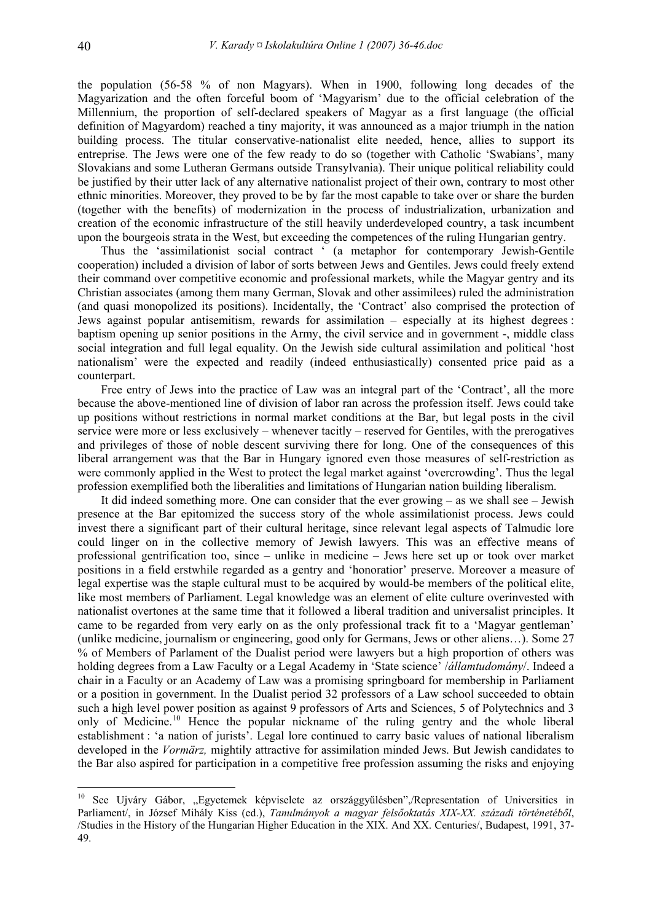the population (56-58 % of non Magyars). When in 1900, following long decades of the Magyarization and the often forceful boom of 'Magyarism' due to the official celebration of the Millennium, the proportion of self-declared speakers of Magyar as a first language (the official definition of Magyardom) reached a tiny majority, it was announced as a major triumph in the nation building process. The titular conservative-nationalist elite needed, hence, allies to support its entreprise. The Jews were one of the few ready to do so (together with Catholic 'Swabians', many Slovakians and some Lutheran Germans outside Transylvania). Their unique political reliability could be justified by their utter lack of any alternative nationalist project of their own, contrary to most other ethnic minorities. Moreover, they proved to be by far the most capable to take over or share the burden (together with the benefits) of modernization in the process of industrialization, urbanization and creation of the economic infrastructure of the still heavily underdeveloped country, a task incumbent upon the bourgeois strata in the West, but exceeding the competences of the ruling Hungarian gentry.

Thus the 'assimilationist social contract ' (a metaphor for contemporary Jewish-Gentile cooperation) included a division of labor of sorts between Jews and Gentiles. Jews could freely extend their command over competitive economic and professional markets, while the Magyar gentry and its Christian associates (among them many German, Slovak and other assimilees) ruled the administration (and quasi monopolized its positions). Incidentally, the 'Contract' also comprised the protection of Jews against popular antisemitism, rewards for assimilation – especially at its highest degrees : baptism opening up senior positions in the Army, the civil service and in government -, middle class social integration and full legal equality. On the Jewish side cultural assimilation and political 'host nationalism' were the expected and readily (indeed enthusiastically) consented price paid as a counterpart.

Free entry of Jews into the practice of Law was an integral part of the 'Contract', all the more because the above-mentioned line of division of labor ran across the profession itself. Jews could take up positions without restrictions in normal market conditions at the Bar, but legal posts in the civil service were more or less exclusively – whenever tacitly – reserved for Gentiles, with the prerogatives and privileges of those of noble descent surviving there for long. One of the consequences of this liberal arrangement was that the Bar in Hungary ignored even those measures of self-restriction as were commonly applied in the West to protect the legal market against 'overcrowding'. Thus the legal profession exemplified both the liberalities and limitations of Hungarian nation building liberalism.

It did indeed something more. One can consider that the ever growing – as we shall see – Jewish presence at the Bar epitomized the success story of the whole assimilationist process. Jews could invest there a significant part of their cultural heritage, since relevant legal aspects of Talmudic lore could linger on in the collective memory of Jewish lawyers. This was an effective means of professional gentrification too, since – unlike in medicine – Jews here set up or took over market positions in a field erstwhile regarded as a gentry and 'honoratior' preserve. Moreover a measure of legal expertise was the staple cultural must to be acquired by would-be members of the political elite, like most members of Parliament. Legal knowledge was an element of elite culture overinvested with nationalist overtones at the same time that it followed a liberal tradition and universalist principles. It came to be regarded from very early on as the only professional track fit to a 'Magyar gentleman' (unlike medicine, journalism or engineering, good only for Germans, Jews or other aliens…). Some 27 % of Members of Parlament of the Dualist period were lawyers but a high proportion of others was holding degrees from a Law Faculty or a Legal Academy in 'State science' /*államtudomány*/. Indeed a chair in a Faculty or an Academy of Law was a promising springboard for membership in Parliament or a position in government. In the Dualist period 32 professors of a Law school succeeded to obtain such a high level power position as against 9 professors of Arts and Sciences, 5 of Polytechnics and 3 only of Medicine.[10] Hence the popular nickname of the ruling gentry and the whole liberal establishment : 'a nation of jurists'. Legal lore continued to carry basic values of national liberalism developed in the *Vormärz,* mightily attractive for assimilation minded Jews. But Jewish candidates to the Bar also aspired for participation in a competitive free profession assuming the risks and enjoying

---

[10] See Ujváry Gábor, „Egyetemek képviselete az országgyűlésben",/Representation of Universities in Parliament/, in József Mihály Kiss (ed.), *Tanulmányok a magyar felsőoktatás XIX-XX. századi történetéből*, /Studies in the History of the Hungarian Higher Education in the XIX. And XX. Centuries/, Budapest, 1991, 37-49.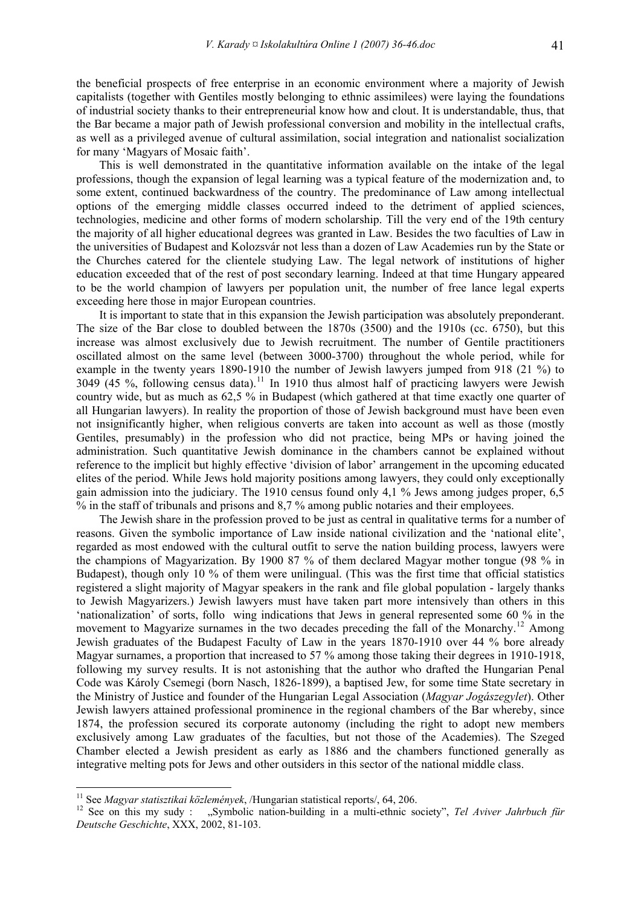the beneficial prospects of free enterprise in an economic environment where a majority of Jewish capitalists (together with Gentiles mostly belonging to ethnic assimilees) were laying the foundations of industrial society thanks to their entrepreneurial know how and clout. It is understandable, thus, that the Bar became a major path of Jewish professional conversion and mobility in the intellectual crafts, as well as a privileged avenue of cultural assimilation, social integration and nationalist socialization for many 'Magyars of Mosaic faith'.

This is well demonstrated in the quantitative information available on the intake of the legal professions, though the expansion of legal learning was a typical feature of the modernization and, to some extent, continued backwardness of the country. The predominance of Law among intellectual options of the emerging middle classes occurred indeed to the detriment of applied sciences, technologies, medicine and other forms of modern scholarship. Till the very end of the 19th century the majority of all higher educational degrees was granted in Law. Besides the two faculties of Law in the universities of Budapest and Kolozsvár not less than a dozen of Law Academies run by the State or the Churches catered for the clientele studying Law. The legal network of institutions of higher education exceeded that of the rest of post secondary learning. Indeed at that time Hungary appeared to be the world champion of lawyers per population unit, the number of free lance legal experts exceeding here those in major European countries.

It is important to state that in this expansion the Jewish participation was absolutely preponderant. The size of the Bar close to doubled between the 1870s (3500) and the 1910s (cc. 6750), but this increase was almost exclusively due to Jewish recruitment. The number of Gentile practitioners oscillated almost on the same level (between 3000-3700) throughout the whole period, while for example in the twenty years 1890-1910 the number of Jewish lawyers jumped from 918 (21 %) to 3049 (45 %, following census data).[11] In 1910 thus almost half of practicing lawyers were Jewish country wide, but as much as 62,5 % in Budapest (which gathered at that time exactly one quarter of all Hungarian lawyers). In reality the proportion of those of Jewish background must have been even not insignificantly higher, when religious converts are taken into account as well as those (mostly Gentiles, presumably) in the profession who did not practice, being MPs or having joined the administration. Such quantitative Jewish dominance in the chambers cannot be explained without reference to the implicit but highly effective 'division of labor' arrangement in the upcoming educated elites of the period. While Jews hold majority positions among lawyers, they could only exceptionally gain admission into the judiciary. The 1910 census found only 4,1 % Jews among judges proper, 6,5 % in the staff of tribunals and prisons and 8,7 % among public notaries and their employees.

The Jewish share in the profession proved to be just as central in qualitative terms for a number of reasons. Given the symbolic importance of Law inside national civilization and the 'national elite', regarded as most endowed with the cultural outfit to serve the nation building process, lawyers were the champions of Magyarization. By 1900 87 % of them declared Magyar mother tongue (98 % in Budapest), though only 10 % of them were unilingual. (This was the first time that official statistics registered a slight majority of Magyar speakers in the rank and file global population - largely thanks to Jewish Magyarizers.) Jewish lawyers must have taken part more intensively than others in this 'nationalization' of sorts, follo wing indications that Jews in general represented some 60 % in the movement to Magyarize surnames in the two decades preceding the fall of the Monarchy.[12] Among Jewish graduates of the Budapest Faculty of Law in the years 1870-1910 over 44 % bore already Magyar surnames, a proportion that increased to 57 % among those taking their degrees in 1910-1918, following my survey results. It is not astonishing that the author who drafted the Hungarian Penal Code was Károly Csemegi (born Nasch, 1826-1899), a baptised Jew, for some time State secretary in the Ministry of Justice and founder of the Hungarian Legal Association (*Magyar Jogászegylet*). Other Jewish lawyers attained professional prominence in the regional chambers of the Bar whereby, since 1874, the profession secured its corporate autonomy (including the right to adopt new members exclusively among Law graduates of the faculties, but not those of the Academies). The Szeged Chamber elected a Jewish president as early as 1886 and the chambers functioned generally as integrative melting pots for Jews and other outsiders in this sector of the national middle class.

---

[11] See *Magyar statisztikai közlemények*, /Hungarian statistical reports/, 64, 206.

[12] See on this my sudy : „Symbolic nation-building in a multi-ethnic society", *Tel Aviver Jahrbuch für Deutsche Geschichte*, XXX, 2002, 81-103.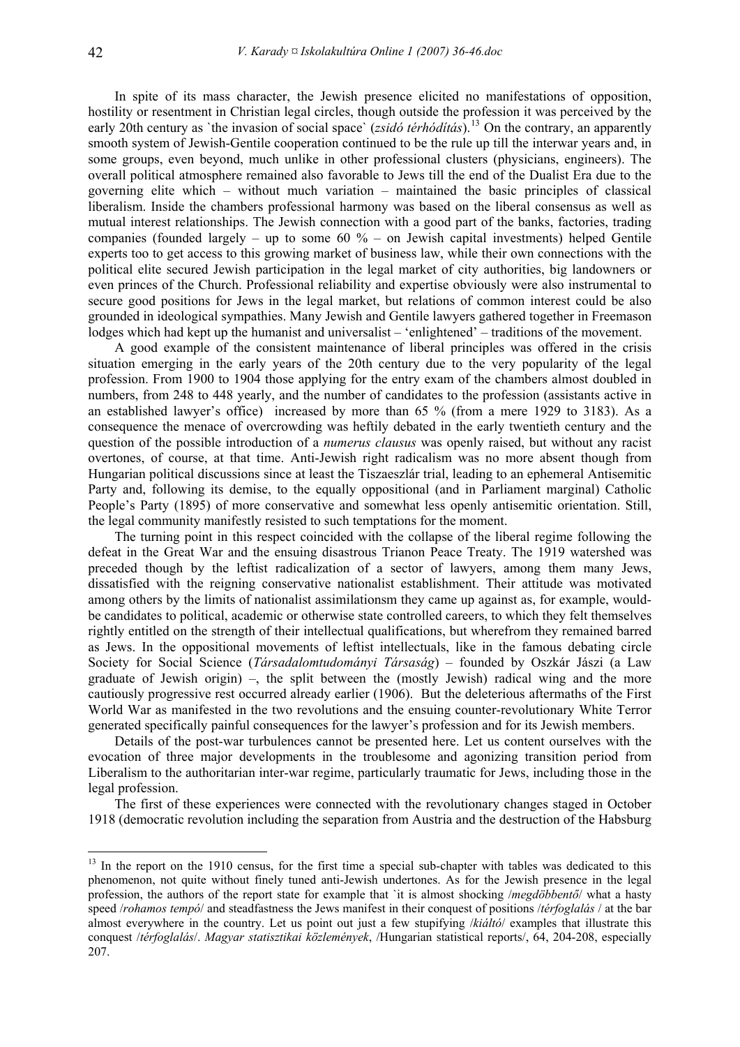In spite of its mass character, the Jewish presence elicited no manifestations of opposition, hostility or resentment in Christian legal circles, though outside the profession it was perceived by the early 20th century as `the invasion of social space` (*zsidó térhódítás*).[13] On the contrary, an apparently smooth system of Jewish-Gentile cooperation continued to be the rule up till the interwar years and, in some groups, even beyond, much unlike in other professional clusters (physicians, engineers). The overall political atmosphere remained also favorable to Jews till the end of the Dualist Era due to the governing elite which – without much variation – maintained the basic principles of classical liberalism. Inside the chambers professional harmony was based on the liberal consensus as well as mutual interest relationships. The Jewish connection with a good part of the banks, factories, trading companies (founded largely – up to some 60 % – on Jewish capital investments) helped Gentile experts too to get access to this growing market of business law, while their own connections with the political elite secured Jewish participation in the legal market of city authorities, big landowners or even princes of the Church. Professional reliability and expertise obviously were also instrumental to secure good positions for Jews in the legal market, but relations of common interest could be also grounded in ideological sympathies. Many Jewish and Gentile lawyers gathered together in Freemason lodges which had kept up the humanist and universalist – 'enlightened' – traditions of the movement.

A good example of the consistent maintenance of liberal principles was offered in the crisis situation emerging in the early years of the 20th century due to the very popularity of the legal profession. From 1900 to 1904 those applying for the entry exam of the chambers almost doubled in numbers, from 248 to 448 yearly, and the number of candidates to the profession (assistants active in an established lawyer's office) increased by more than 65 % (from a mere 1929 to 3183). As a consequence the menace of overcrowding was heftily debated in the early twentieth century and the question of the possible introduction of a *numerus clausus* was openly raised, but without any racist overtones, of course, at that time. Anti-Jewish right radicalism was no more absent though from Hungarian political discussions since at least the Tiszaeszlár trial, leading to an ephemeral Antisemitic Party and, following its demise, to the equally oppositional (and in Parliament marginal) Catholic People's Party (1895) of more conservative and somewhat less openly antisemitic orientation. Still, the legal community manifestly resisted to such temptations for the moment.

The turning point in this respect coincided with the collapse of the liberal regime following the defeat in the Great War and the ensuing disastrous Trianon Peace Treaty. The 1919 watershed was preceded though by the leftist radicalization of a sector of lawyers, among them many Jews, dissatisfied with the reigning conservative nationalist establishment. Their attitude was motivated among others by the limits of nationalist assimilationsm they came up against as, for example, would-be candidates to political, academic or otherwise state controlled careers, to which they felt themselves rightly entitled on the strength of their intellectual qualifications, but wherefrom they remained barred as Jews. In the oppositional movements of leftist intellectuals, like in the famous debating circle Society for Social Science (*Társadalomtudományi Társaság*) – founded by Oszkár Jászi (a Law graduate of Jewish origin) –, the split between the (mostly Jewish) radical wing and the more cautiously progressive rest occurred already earlier (1906). But the deleterious aftermaths of the First World War as manifested in the two revolutions and the ensuing counter-revolutionary White Terror generated specifically painful consequences for the lawyer's profession and for its Jewish members.

Details of the post-war turbulences cannot be presented here. Let us content ourselves with the evocation of three major developments in the troublesome and agonizing transition period from Liberalism to the authoritarian inter-war regime, particularly traumatic for Jews, including those in the legal profession.

The first of these experiences were connected with the revolutionary changes staged in October 1918 (democratic revolution including the separation from Austria and the destruction of the Habsburg

---

[13] In the report on the 1910 census, for the first time a special sub-chapter with tables was dedicated to this phenomenon, not quite without finely tuned anti-Jewish undertones. As for the Jewish presence in the legal profession, the authors of the report state for example that `it is almost shocking /*megdöbbentő*/ what a hasty speed /*rohamos tempó*/ and steadfastness the Jews manifest in their conquest of positions /*térfoglalás* / at the bar almost everywhere in the country. Let us point out just a few stupifying /*kiáltó*/ examples that illustrate this conquest /*térfoglalás*/. *Magyar statisztikai közlemények*, /Hungarian statistical reports/, 64, 204-208, especially 207.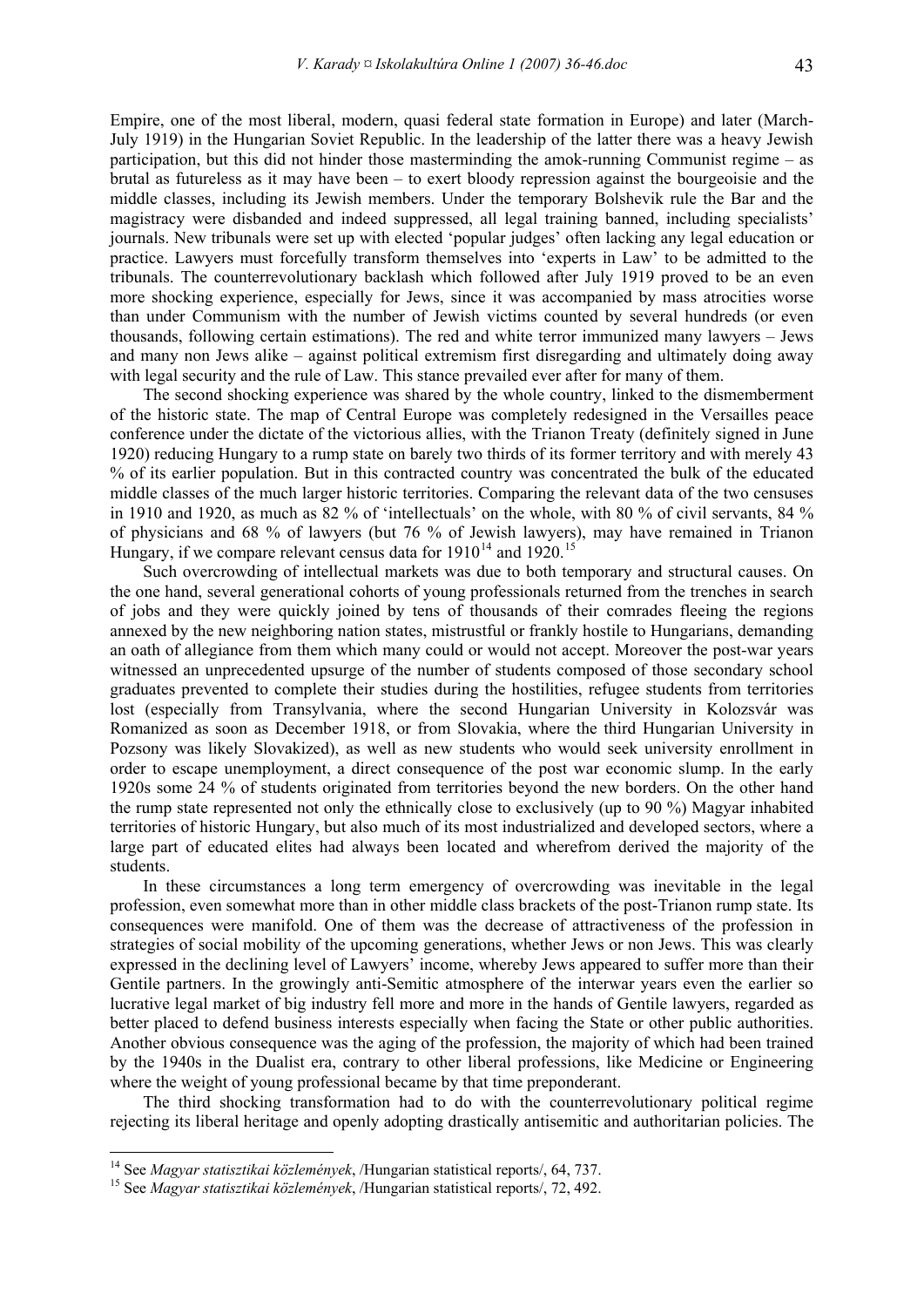Empire, one of the most liberal, modern, quasi federal state formation in Europe) and later (March-July 1919) in the Hungarian Soviet Republic. In the leadership of the latter there was a heavy Jewish participation, but this did not hinder those masterminding the amok-running Communist regime – as brutal as futureless as it may have been – to exert bloody repression against the bourgeoisie and the middle classes, including its Jewish members. Under the temporary Bolshevik rule the Bar and the magistracy were disbanded and indeed suppressed, all legal training banned, including specialists' journals. New tribunals were set up with elected 'popular judges' often lacking any legal education or practice. Lawyers must forcefully transform themselves into 'experts in Law' to be admitted to the tribunals. The counterrevolutionary backlash which followed after July 1919 proved to be an even more shocking experience, especially for Jews, since it was accompanied by mass atrocities worse than under Communism with the number of Jewish victims counted by several hundreds (or even thousands, following certain estimations). The red and white terror immunized many lawyers – Jews and many non Jews alike – against political extremism first disregarding and ultimately doing away with legal security and the rule of Law. This stance prevailed ever after for many of them.

The second shocking experience was shared by the whole country, linked to the dismemberment of the historic state. The map of Central Europe was completely redesigned in the Versailles peace conference under the dictate of the victorious allies, with the Trianon Treaty (definitely signed in June 1920) reducing Hungary to a rump state on barely two thirds of its former territory and with merely 43 % of its earlier population. But in this contracted country was concentrated the bulk of the educated middle classes of the much larger historic territories. Comparing the relevant data of the two censuses in 1910 and 1920, as much as 82 % of 'intellectuals' on the whole, with 80 % of civil servants, 84 % of physicians and 68 % of lawyers (but 76 % of Jewish lawyers), may have remained in Trianon Hungary, if we compare relevant census data for 1910[14] and 1920.[15]

Such overcrowding of intellectual markets was due to both temporary and structural causes. On the one hand, several generational cohorts of young professionals returned from the trenches in search of jobs and they were quickly joined by tens of thousands of their comrades fleeing the regions annexed by the new neighboring nation states, mistrustful or frankly hostile to Hungarians, demanding an oath of allegiance from them which many could or would not accept. Moreover the post-war years witnessed an unprecedented upsurge of the number of students composed of those secondary school graduates prevented to complete their studies during the hostilities, refugee students from territories lost (especially from Transylvania, where the second Hungarian University in Kolozsvár was Romanized as soon as December 1918, or from Slovakia, where the third Hungarian University in Pozsony was likely Slovakized), as well as new students who would seek university enrollment in order to escape unemployment, a direct consequence of the post war economic slump. In the early 1920s some 24 % of students originated from territories beyond the new borders. On the other hand the rump state represented not only the ethnically close to exclusively (up to 90 %) Magyar inhabited territories of historic Hungary, but also much of its most industrialized and developed sectors, where a large part of educated elites had always been located and wherefrom derived the majority of the students.

In these circumstances a long term emergency of overcrowding was inevitable in the legal profession, even somewhat more than in other middle class brackets of the post-Trianon rump state. Its consequences were manifold. One of them was the decrease of attractiveness of the profession in strategies of social mobility of the upcoming generations, whether Jews or non Jews. This was clearly expressed in the declining level of Lawyers' income, whereby Jews appeared to suffer more than their Gentile partners. In the growingly anti-Semitic atmosphere of the interwar years even the earlier so lucrative legal market of big industry fell more and more in the hands of Gentile lawyers, regarded as better placed to defend business interests especially when facing the State or other public authorities. Another obvious consequence was the aging of the profession, the majority of which had been trained by the 1940s in the Dualist era, contrary to other liberal professions, like Medicine or Engineering where the weight of young professional became by that time preponderant.

The third shocking transformation had to do with the counterrevolutionary political regime rejecting its liberal heritage and openly adopting drastically antisemitic and authoritarian policies. The

---

[14] See *Magyar statisztikai közlemények*, /Hungarian statistical reports/, 64, 737.

[15] See *Magyar statisztikai közlemények*, /Hungarian statistical reports/, 72, 492.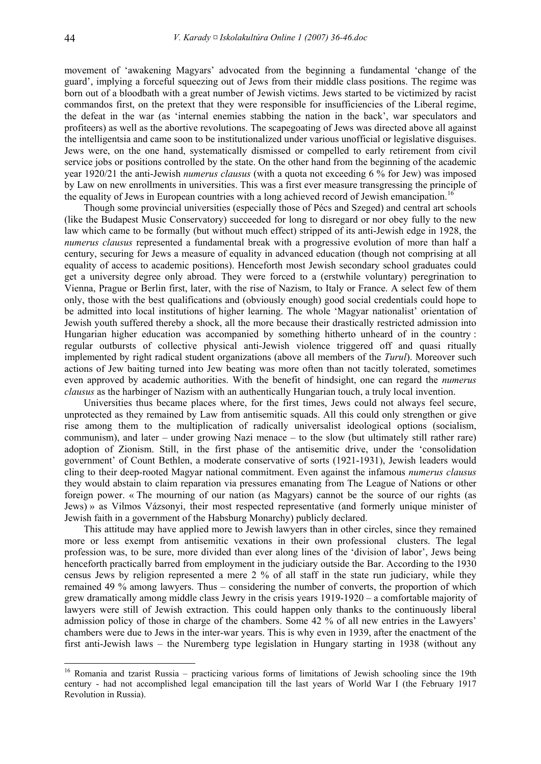movement of 'awakening Magyars' advocated from the beginning a fundamental 'change of the guard', implying a forceful squeezing out of Jews from their middle class positions. The regime was born out of a bloodbath with a great number of Jewish victims. Jews started to be victimized by racist commandos first, on the pretext that they were responsible for insufficiencies of the Liberal regime, the defeat in the war (as 'internal enemies stabbing the nation in the back', war speculators and profiteers) as well as the abortive revolutions. The scapegoating of Jews was directed above all against the intelligentsia and came soon to be institutionalized under various unofficial or legislative disguises. Jews were, on the one hand, systematically dismissed or compelled to early retirement from civil service jobs or positions controlled by the state. On the other hand from the beginning of the academic year 1920/21 the anti-Jewish *numerus clausus* (with a quota not exceeding 6 % for Jew) was imposed by Law on new enrollments in universities. This was a first ever measure transgressing the principle of the equality of Jews in European countries with a long achieved record of Jewish emancipation.[16]

Though some provincial universities (especially those of Pécs and Szeged) and central art schools (like the Budapest Music Conservatory) succeeded for long to disregard or nor obey fully to the new law which came to be formally (but without much effect) stripped of its anti-Jewish edge in 1928, the *numerus clausus* represented a fundamental break with a progressive evolution of more than half a century, securing for Jews a measure of equality in advanced education (though not comprising at all equality of access to academic positions). Henceforth most Jewish secondary school graduates could get a university degree only abroad. They were forced to a (erstwhile voluntary) peregrination to Vienna, Prague or Berlin first, later, with the rise of Nazism, to Italy or France. A select few of them only, those with the best qualifications and (obviously enough) good social credentials could hope to be admitted into local institutions of higher learning. The whole 'Magyar nationalist' orientation of Jewish youth suffered thereby a shock, all the more because their drastically restricted admission into Hungarian higher education was accompanied by something hitherto unheard of in the country : regular outbursts of collective physical anti-Jewish violence triggered off and quasi ritually implemented by right radical student organizations (above all members of the *Turul*). Moreover such actions of Jew baiting turned into Jew beating was more often than not tacitly tolerated, sometimes even approved by academic authorities. With the benefit of hindsight, one can regard the *numerus clausus* as the harbinger of Nazism with an authentically Hungarian touch, a truly local invention.

Universities thus became places where, for the first times, Jews could not always feel secure, unprotected as they remained by Law from antisemitic squads. All this could only strengthen or give rise among them to the multiplication of radically universalist ideological options (socialism, communism), and later – under growing Nazi menace – to the slow (but ultimately still rather rare) adoption of Zionism. Still, in the first phase of the antisemitic drive, under the 'consolidation government' of Count Bethlen, a moderate conservative of sorts (1921-1931), Jewish leaders would cling to their deep-rooted Magyar national commitment. Even against the infamous *numerus clausus* they would abstain to claim reparation via pressures emanating from The League of Nations or other foreign power. « The mourning of our nation (as Magyars) cannot be the source of our rights (as Jews) » as Vilmos Vázsonyi, their most respected representative (and formerly unique minister of Jewish faith in a government of the Habsburg Monarchy) publicly declared.

This attitude may have applied more to Jewish lawyers than in other circles, since they remained more or less exempt from antisemitic vexations in their own professional clusters. The legal profession was, to be sure, more divided than ever along lines of the 'division of labor', Jews being henceforth practically barred from employment in the judiciary outside the Bar. According to the 1930 census Jews by religion represented a mere 2 % of all staff in the state run judiciary, while they remained 49 % among lawyers. Thus – considering the number of converts, the proportion of which grew dramatically among middle class Jewry in the crisis years 1919-1920 – a comfortable majority of lawyers were still of Jewish extraction. This could happen only thanks to the continuously liberal admission policy of those in charge of the chambers. Some 42 % of all new entries in the Lawyers' chambers were due to Jews in the inter-war years. This is why even in 1939, after the enactment of the first anti-Jewish laws – the Nuremberg type legislation in Hungary starting in 1938 (without any

---

[16] Romania and tzarist Russia – practicing various forms of limitations of Jewish schooling since the 19th century - had not accomplished legal emancipation till the last years of World War I (the February 1917 Revolution in Russia).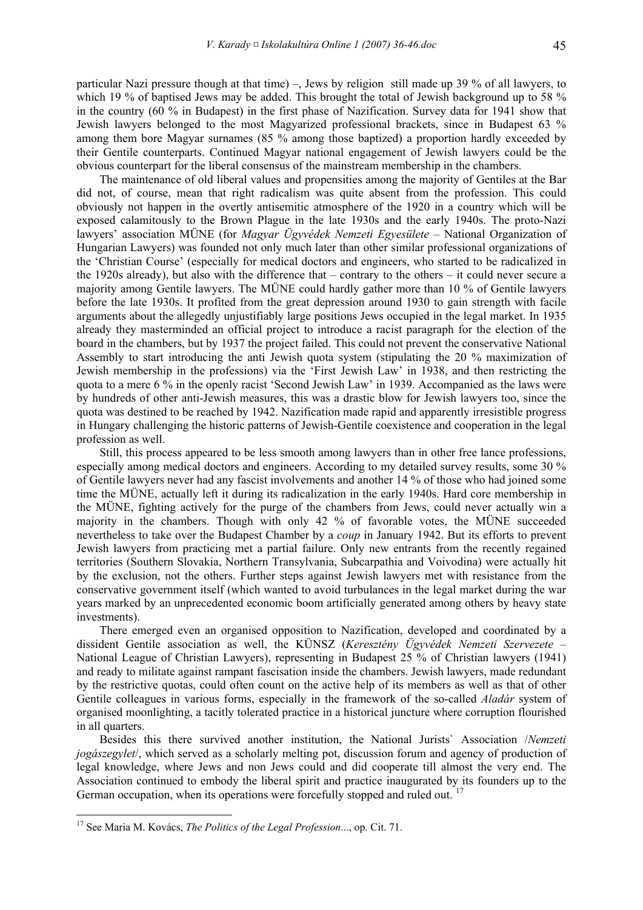particular Nazi pressure though at that time) –, Jews by religion still made up 39 % of all lawyers, to which 19 % of baptised Jews may be added. This brought the total of Jewish background up to 58 % in the country (60 % in Budapest) in the first phase of Nazification. Survey data for 1941 show that Jewish lawyers belonged to the most Magyarized professional brackets, since in Budapest 63 % among them bore Magyar surnames (85 % among those baptized) a proportion hardly exceeded by their Gentile counterparts. Continued Magyar national engagement of Jewish lawyers could be the obvious counterpart for the liberal consensus of the mainstream membership in the chambers.

The maintenance of old liberal values and propensities among the majority of Gentiles at the Bar did not, of course, mean that right radicalism was quite absent from the profession. This could obviously not happen in the overtly antisemitic atmosphere of the 1920 in a country which will be exposed calamitously to the Brown Plague in the late 1930s and the early 1940s. The proto-Nazi lawyers' association MÜNE (for *Magyar Ügyvédek Nemzeti Egyesülete* – National Organization of Hungarian Lawyers) was founded not only much later than other similar professional organizations of the 'Christian Course' (especially for medical doctors and engineers, who started to be radicalized in the 1920s already), but also with the difference that – contrary to the others – it could never secure a majority among Gentile lawyers. The MÜNE could hardly gather more than 10 % of Gentile lawyers before the late 1930s. It profited from the great depression around 1930 to gain strength with facile arguments about the allegedly unjustifiably large positions Jews occupied in the legal market. In 1935 already they masterminded an official project to introduce a racist paragraph for the election of the board in the chambers, but by 1937 the project failed. This could not prevent the conservative National Assembly to start introducing the anti Jewish quota system (stipulating the 20 % maximization of Jewish membership in the professions) via the 'First Jewish Law' in 1938, and then restricting the quota to a mere 6 % in the openly racist 'Second Jewish Law' in 1939. Accompanied as the laws were by hundreds of other anti-Jewish measures, this was a drastic blow for Jewish lawyers too, since the quota was destined to be reached by 1942. Nazification made rapid and apparently irresistible progress in Hungary challenging the historic patterns of Jewish-Gentile coexistence and cooperation in the legal profession as well.

Still, this process appeared to be less smooth among lawyers than in other free lance professions, especially among medical doctors and engineers. According to my detailed survey results, some 30 % of Gentile lawyers never had any fascist involvements and another 14 % of those who had joined some time the MÜNE, actually left it during its radicalization in the early 1940s. Hard core membership in the MÜNE, fighting actively for the purge of the chambers from Jews, could never actually win a majority in the chambers. Though with only 42 % of favorable votes, the MÜNE succeeded nevertheless to take over the Budapest Chamber by a *coup* in January 1942. But its efforts to prevent Jewish lawyers from practicing met a partial failure. Only new entrants from the recently regained territories (Southern Slovakia, Northern Transylvania, Subcarpathia and Voivodina) were actually hit by the exclusion, not the others. Further steps against Jewish lawyers met with resistance from the conservative government itself (which wanted to avoid turbulances in the legal market during the war years marked by an unprecedented economic boom artificially generated among others by heavy state investments).

There emerged even an organised opposition to Nazification, developed and coordinated by a dissident Gentile association as well, the KÜNSZ (*Keresztény Ügyvédek Nemzeti Szervezete* – National League of Christian Lawyers), representing in Budapest 25 % of Christian lawyers (1941) and ready to militate against rampant fascisation inside the chambers. Jewish lawyers, made redundant by the restrictive quotas, could often count on the active help of its members as well as that of other Gentile colleagues in various forms, especially in the framework of the so-called *Aladár* system of organised moonlighting, a tacitly tolerated practice in a historical juncture where corruption flourished in all quarters.

Besides this there survived another institution, the National Jurists` Association /*Nemzeti jogászegylet*/, which served as a scholarly melting pot, discussion forum and agency of production of legal knowledge, where Jews and non Jews could and did cooperate till almost the very end. The Association continued to embody the liberal spirit and practice inaugurated by its founders up to the German occupation, when its operations were forcefully stopped and ruled out. [17]

---

[17] See Maria M. Kovács, *The Politics of the Legal Profession*..., op. Cit. 71.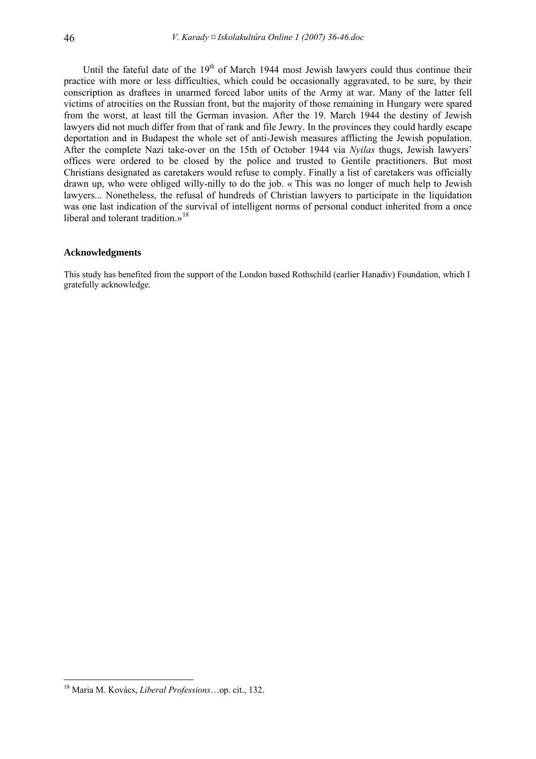Until the fateful date of the 19th of March 1944 most Jewish lawyers could thus continue their practice with more or less difficulties, which could be occasionally aggravated, to be sure, by their conscription as draftees in unarmed forced labor units of the Army at war. Many of the latter fell victims of atrocities on the Russian front, but the majority of those remaining in Hungary were spared from the worst, at least till the German invasion. After the 19. March 1944 the destiny of Jewish lawyers did not much differ from that of rank and file Jewry. In the provinces they could hardly escape deportation and in Budapest the whole set of anti-Jewish measures afflicting the Jewish population. After the complete Nazi take-over on the 15th of October 1944 via *Nyilas* thugs, Jewish lawyers' offices were ordered to be closed by the police and trusted to Gentile practitioners. But most Christians designated as caretakers would refuse to comply. Finally a list of caretakers was officially drawn up, who were obliged willy-nilly to do the job. « This was no longer of much help to Jewish lawyers... Nonetheless, the refusal of hundreds of Christian lawyers to participate in the liquidation was one last indication of the survival of intelligent norms of personal conduct inherited from a once liberal and tolerant tradition.»[18]

### Acknowledgments

This study has benefited from the support of the London based Rothschild (earlier Hanadiv) Foundation, which I gratefully acknowledge.

---

[18] Maria M. Kovács, *Liberal Professions*…op. cit., 132.